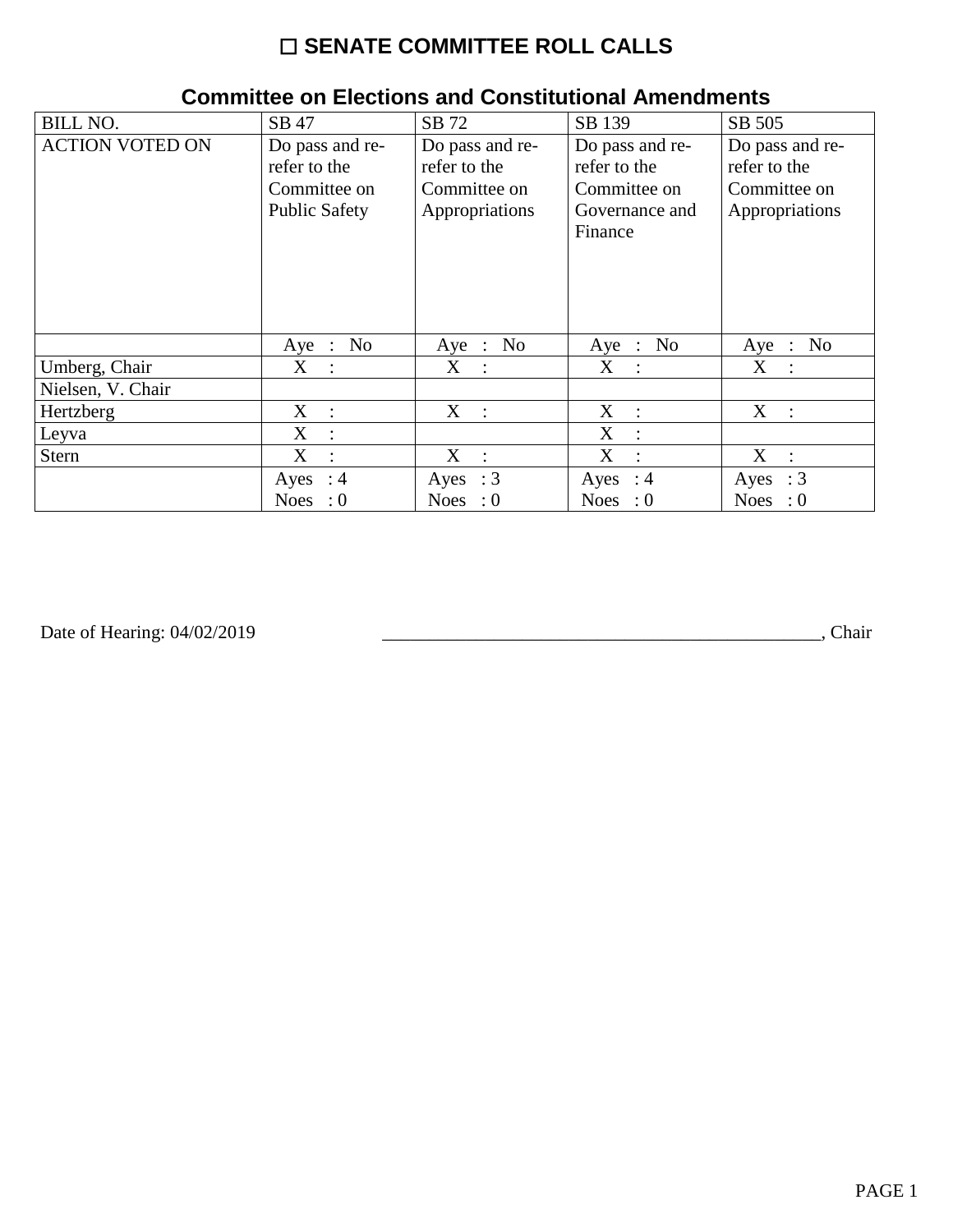# ☐ SENATE COMMITTEE ROLL CALLS

## Committee on Elections and Constitutional Amendments

| BILL NO. | SB 47 | SB 72 | SB 139 | SB 505 |
|---|---|---|---|---|
| ACTION VOTED ON | Do pass and re-refer to the Committee on Public Safety | Do pass and re-refer to the Committee on Appropriations | Do pass and re-refer to the Committee on Governance and Finance | Do pass and re-refer to the Committee on Appropriations |
| | Aye : No | Aye : No | Aye : No | Aye : No |
| Umberg, Chair | X : | X : | X : | X : |
| Nielsen, V. Chair | | | | |
| Hertzberg | X : | X : | X : | X : |
| Leyva | X : | | X : | |
| Stern | X : | X : | X : | X : |
| | Ayes : 4<br>Noes : 0 | Ayes : 3<br>Noes : 0 | Ayes : 4<br>Noes : 0 | Ayes : 3<br>Noes : 0 |

Date of Hearing: 04/02/2019 ________________________________________________, Chair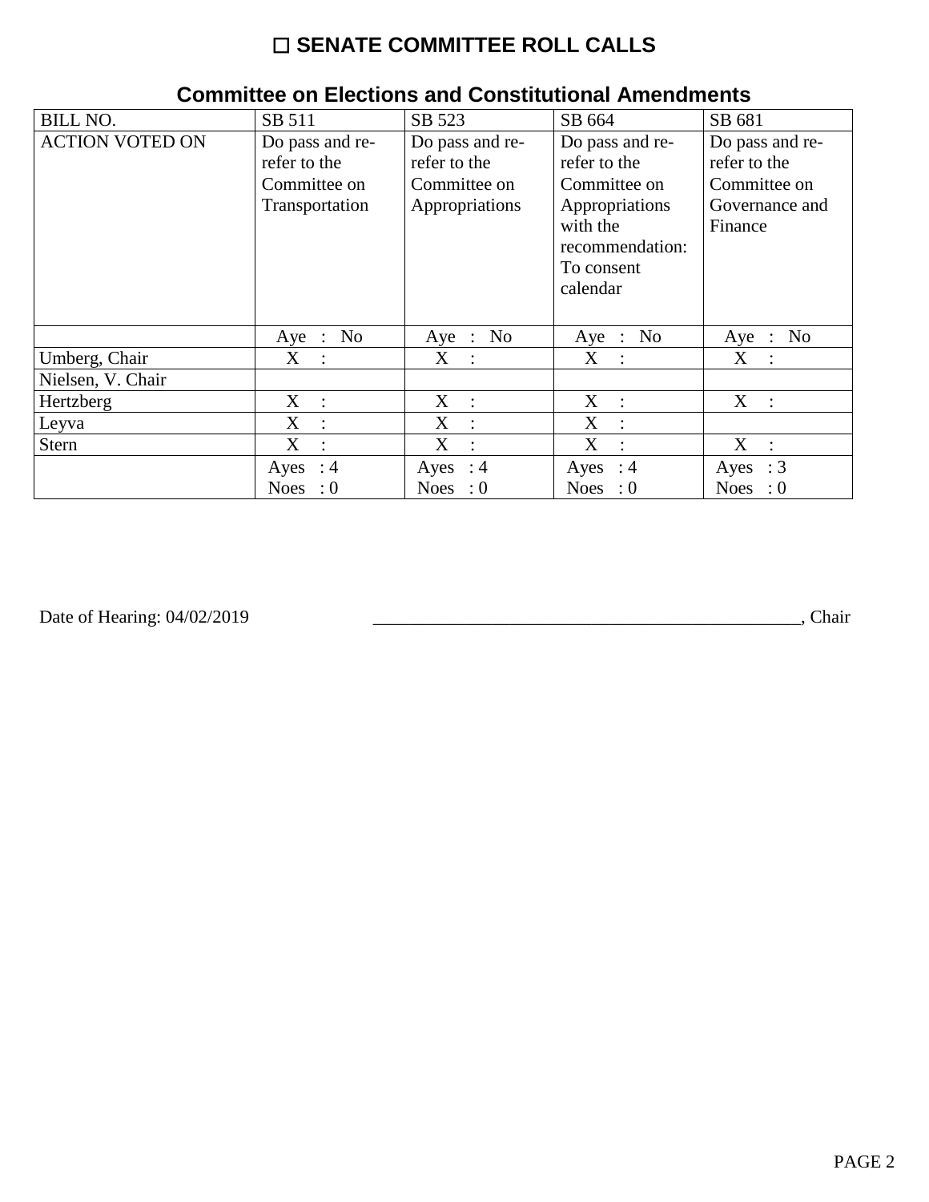# ☐ SENATE COMMITTEE ROLL CALLS

## Committee on Elections and Constitutional Amendments

| BILL NO. | SB 511 | SB 523 | SB 664 | SB 681 |
|---|---|---|---|---|
| ACTION VOTED ON | Do pass and re-refer to the Committee on Transportation | Do pass and re-refer to the Committee on Appropriations | Do pass and re-refer to the Committee on Appropriations with the recommendation: To consent calendar | Do pass and re-refer to the Committee on Governance and Finance |
| | Aye : No | Aye : No | Aye : No | Aye : No |
| Umberg, Chair | X : | X : | X : | X : |
| Nielsen, V. Chair | | | | |
| Hertzberg | X : | X : | X : | X : |
| Leyva | X : | X : | X : | |
| Stern | X : | X : | X : | X : |
| | Ayes : 4<br>Noes : 0 | Ayes : 4<br>Noes : 0 | Ayes : 4<br>Noes : 0 | Ayes : 3<br>Noes : 0 |

Date of Hearing: 04/02/2019 _______________________________________________, Chair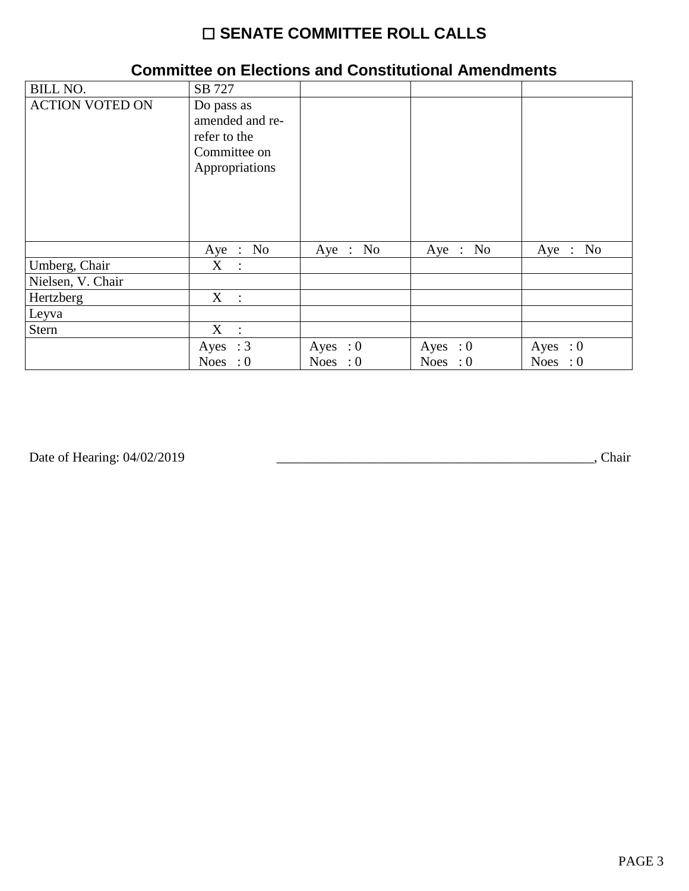# ☐ SENATE COMMITTEE ROLL CALLS

## Committee on Elections and Constitutional Amendments

| BILL NO. | SB 727 | | | |
|---|---|---|---|---|
| ACTION VOTED ON | Do pass as amended and re-refer to the Committee on Appropriations | | | |
| | Aye : No | Aye : No | Aye : No | Aye : No |
| Umberg, Chair | X : | | | |
| Nielsen, V. Chair | | | | |
| Hertzberg | X : | | | |
| Leyva | | | | |
| Stern | X : | | | |
| | Ayes : 3<br>Noes : 0 | Ayes : 0<br>Noes : 0 | Ayes : 0<br>Noes : 0 | Ayes : 0<br>Noes : 0 |

Date of Hearing: 04/02/2019

_______________________________________________, Chair